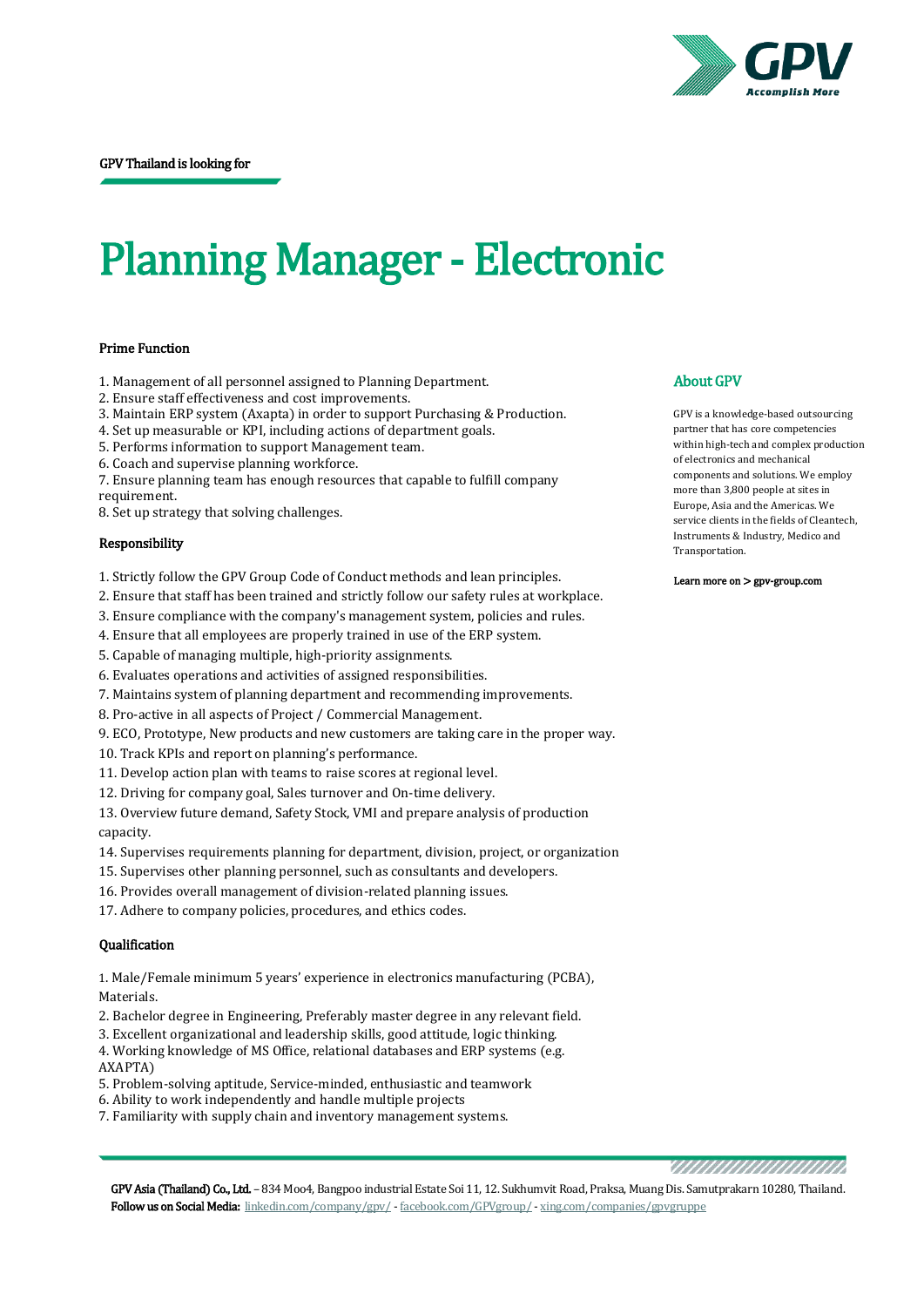GPV Thailand is looking for

# Planning Manager - Electronic

### Prime Function

1. Management of all personnel assigned to Planning Department.
2. Ensure staff effectiveness and cost improvements.
3. Maintain ERP system (Axapta) in order to support Purchasing & Production.
4. Set up measurable or KPI, including actions of department goals.
5. Performs information to support Management team.
6. Coach and supervise planning workforce.
7. Ensure planning team has enough resources that capable to fulfill company requirement.
8. Set up strategy that solving challenges.

### Responsibility

1. Strictly follow the GPV Group Code of Conduct methods and lean principles.
2. Ensure that staff has been trained and strictly follow our safety rules at workplace.
3. Ensure compliance with the company's management system, policies and rules.
4. Ensure that all employees are properly trained in use of the ERP system.
5. Capable of managing multiple, high-priority assignments.
6. Evaluates operations and activities of assigned responsibilities.
7. Maintains system of planning department and recommending improvements.
8. Pro-active in all aspects of Project / Commercial Management.
9. ECO, Prototype, New products and new customers are taking care in the proper way.
10. Track KPIs and report on planning's performance.
11. Develop action plan with teams to raise scores at regional level.
12. Driving for company goal, Sales turnover and On-time delivery.
13. Overview future demand, Safety Stock, VMI and prepare analysis of production capacity.
14. Supervises requirements planning for department, division, project, or organization
15. Supervises other planning personnel, such as consultants and developers.
16. Provides overall management of division-related planning issues.
17. Adhere to company policies, procedures, and ethics codes.

### Qualification

1. Male/Female minimum 5 years' experience in electronics manufacturing (PCBA), Materials.
2. Bachelor degree in Engineering, Preferably master degree in any relevant field.
3. Excellent organizational and leadership skills, good attitude, logic thinking.
4. Working knowledge of MS Office, relational databases and ERP systems (e.g. AXAPTA)
5. Problem-solving aptitude, Service-minded, enthusiastic and teamwork
6. Ability to work independently and handle multiple projects
7. Familiarity with supply chain and inventory management systems.

### About GPV

GPV is a knowledge-based outsourcing partner that has core competencies within high-tech and complex production of electronics and mechanical components and solutions. We employ more than 3,800 people at sites in Europe, Asia and the Americas. We service clients in the fields of Cleantech, Instruments & Industry, Medico and Transportation.

Learn more on > gpv-group.com

**GPV Asia (Thailand) Co., Ltd.** – 834 Moo4, Bangpoo industrial Estate Soi 11, 12. Sukhumvit Road, Praksa, Muang Dis. Samutprakarn 10280, Thailand.
**Follow us on Social Media:** linkedin.com/company/gpv/ - facebook.com/GPVgroup/ - xing.com/companies/gpvgruppe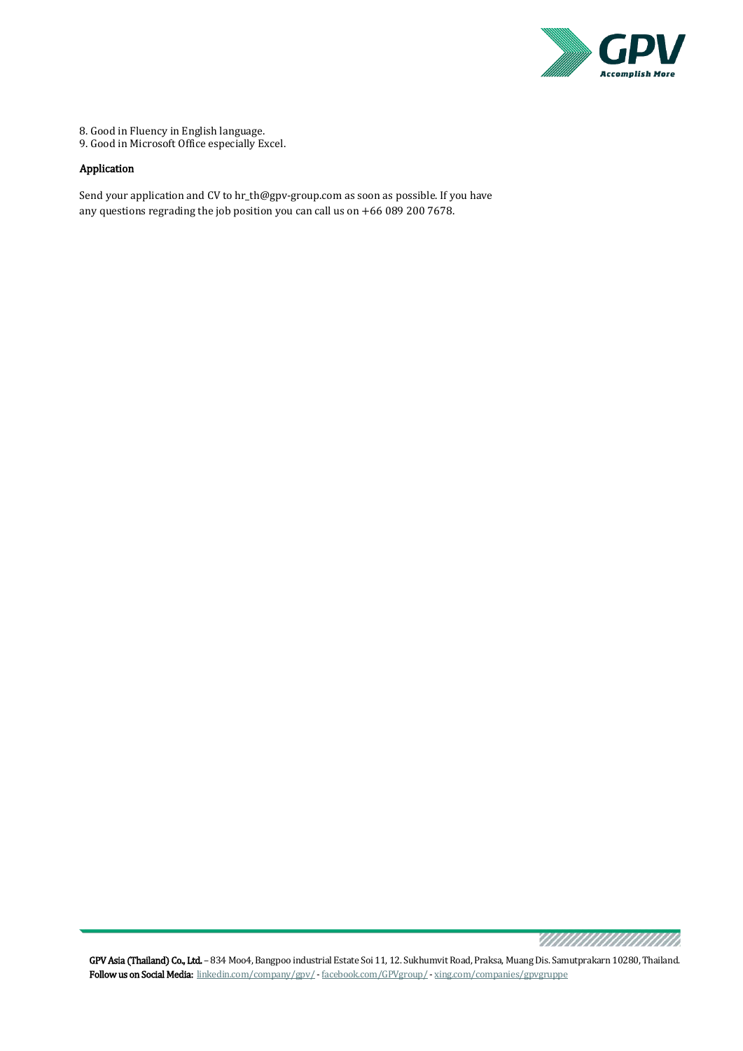8. Good in Fluency in English language.
9. Good in Microsoft Office especially Excel.

**Application**

Send your application and CV to hr_th@gpv-group.com as soon as possible. If you have any questions regrading the job position you can call us on +66 089 200 7678.